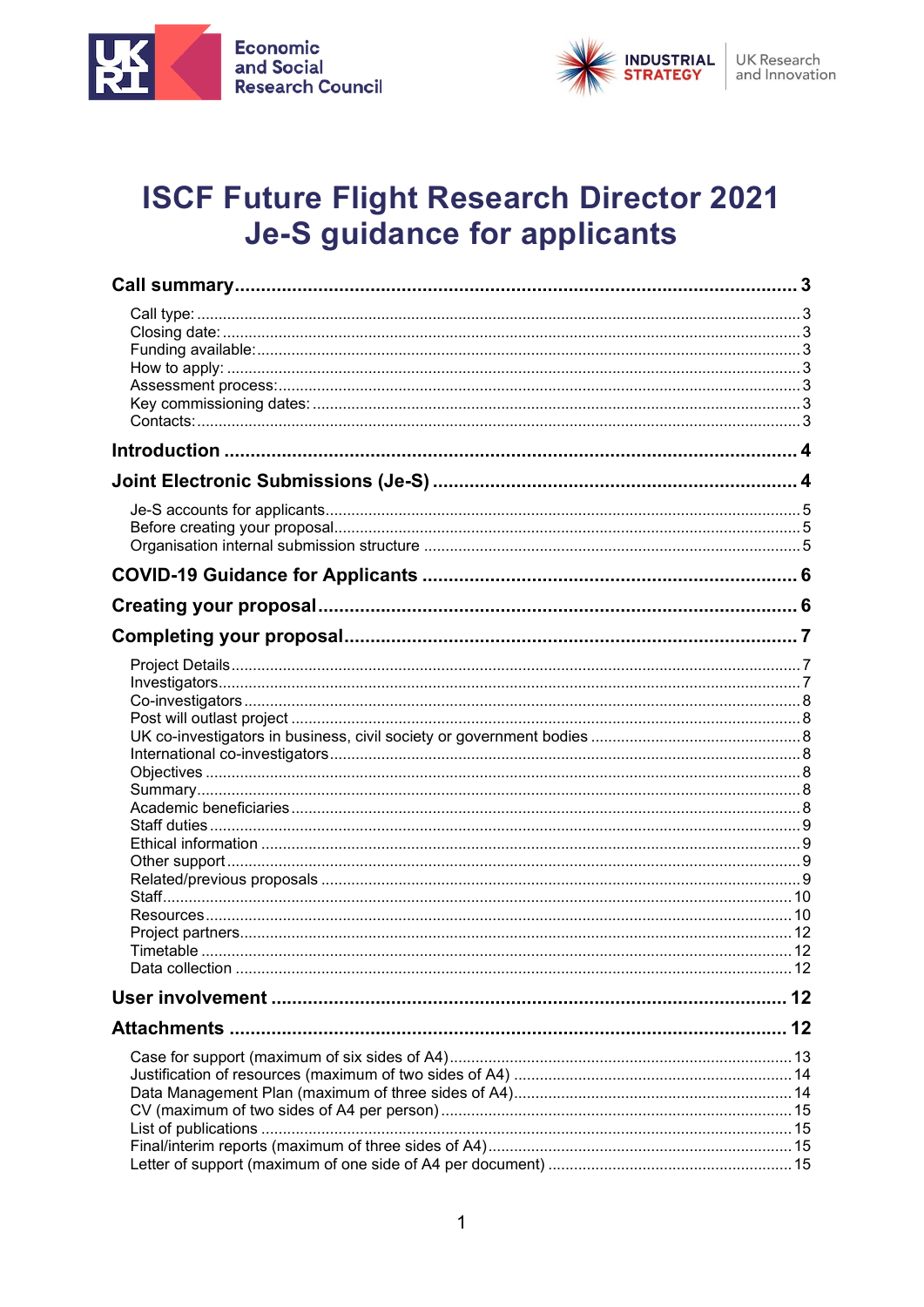# ISCF Future Flight Research Director 2021 Je-S guidance for applicants

**Call summary** .......... 3

- Call type: .......... 3
- Closing date: .......... 3
- Funding available: .......... 3
- How to apply: .......... 3
- Assessment process: .......... 3
- Key commissioning dates: .......... 3
- Contacts: .......... 3

**Introduction** .......... 4

**Joint Electronic Submissions (Je-S)** .......... 4

- Je-S accounts for applicants .......... 5
- Before creating your proposal .......... 5
- Organisation internal submission structure .......... 5

**COVID-19 Guidance for Applicants** .......... 6

**Creating your proposal** .......... 6

**Completing your proposal** .......... 7

- Project Details .......... 7
- Investigators .......... 7
- Co-investigators .......... 8
- Post will outlast project .......... 8
- UK co-investigators in business, civil society or government bodies .......... 8
- International co-investigators .......... 8
- Objectives .......... 8
- Summary .......... 8
- Academic beneficiaries .......... 8
- Staff duties .......... 9
- Ethical information .......... 9
- Other support .......... 9
- Related/previous proposals .......... 9
- Staff .......... 10
- Resources .......... 10
- Project partners .......... 12
- Timetable .......... 12
- Data collection .......... 12

**User involvement** .......... 12

**Attachments** .......... 12

- Case for support (maximum of six sides of A4) .......... 13
- Justification of resources (maximum of two sides of A4) .......... 14
- Data Management Plan (maximum of three sides of A4) .......... 14
- CV (maximum of two sides of A4 per person) .......... 15
- List of publications .......... 15
- Final/interim reports (maximum of three sides of A4) .......... 15
- Letter of support (maximum of one side of A4 per document) .......... 15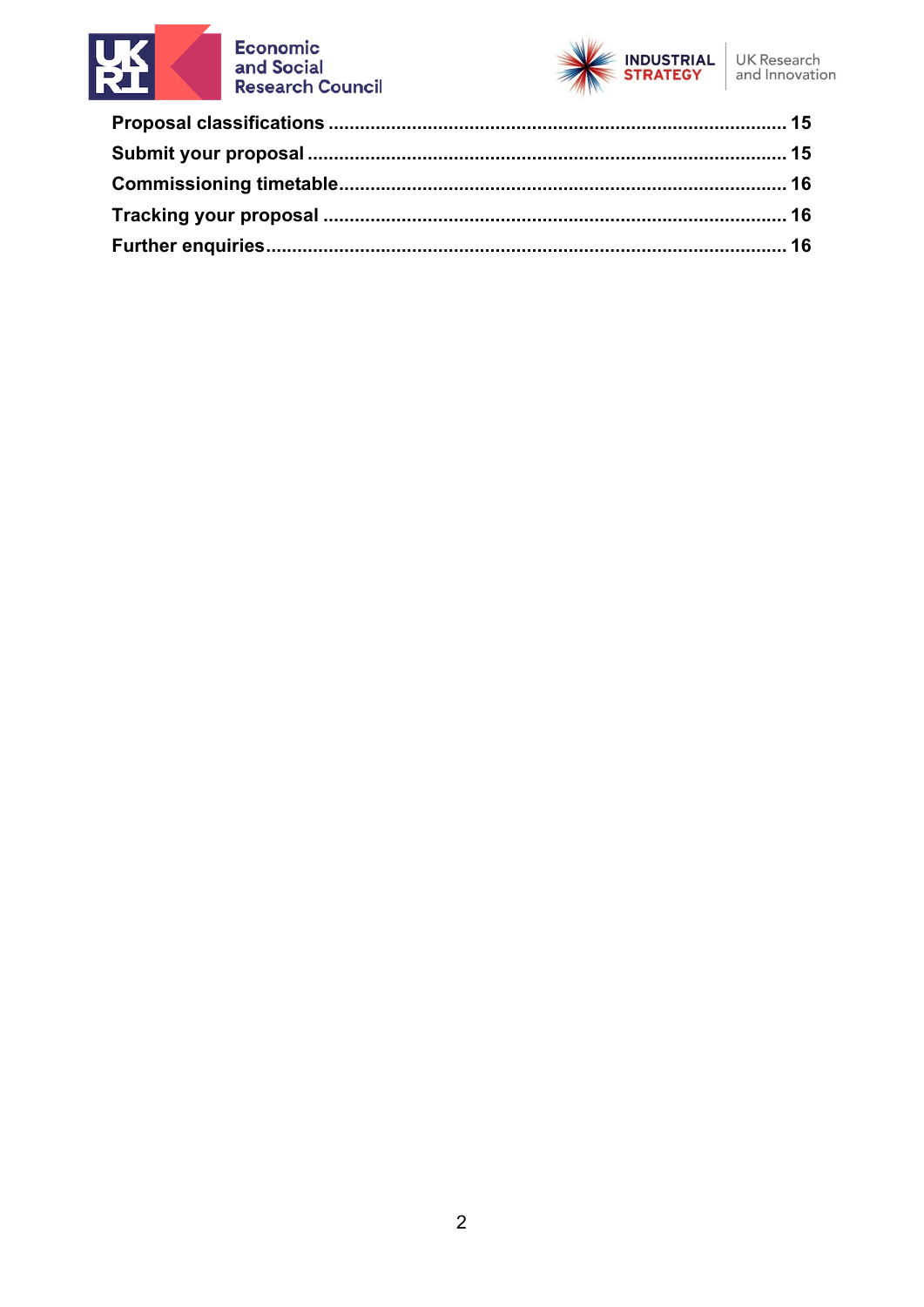**Proposal classifications** .......................................................................................... **15**

**Submit your proposal** ................................................................................................. **15**

**Commissioning timetable** ........................................................................................... **16**

**Tracking your proposal** ............................................................................................. **16**

**Further enquiries** ........................................................................................................ **16**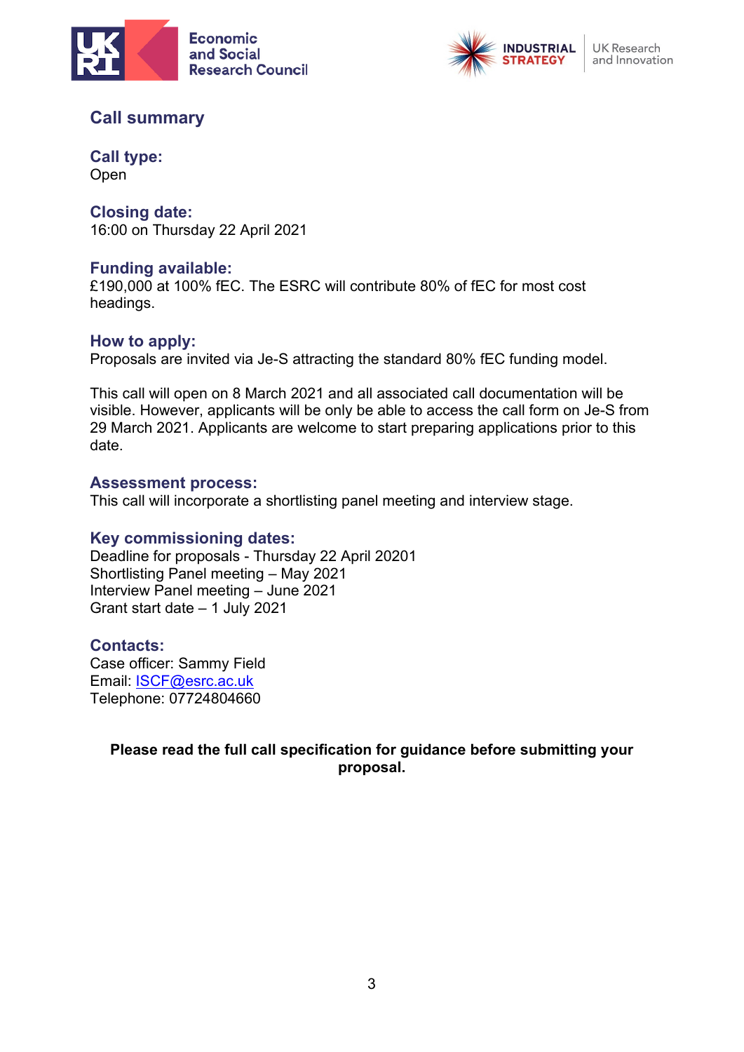## Call summary

### Call type:
Open

### Closing date:
16:00 on Thursday 22 April 2021

### Funding available:
£190,000 at 100% fEC. The ESRC will contribute 80% of fEC for most cost headings.

### How to apply:
Proposals are invited via Je-S attracting the standard 80% fEC funding model.

This call will open on 8 March 2021 and all associated call documentation will be visible. However, applicants will be only be able to access the call form on Je-S from 29 March 2021. Applicants are welcome to start preparing applications prior to this date.

### Assessment process:
This call will incorporate a shortlisting panel meeting and interview stage.

### Key commissioning dates:
Deadline for proposals - Thursday 22 April 20201
Shortlisting Panel meeting – May 2021
Interview Panel meeting – June 2021
Grant start date – 1 July 2021

### Contacts:
Case officer: Sammy Field
Email: ISCF@esrc.ac.uk
Telephone: 07724804660

**Please read the full call specification for guidance before submitting your proposal.**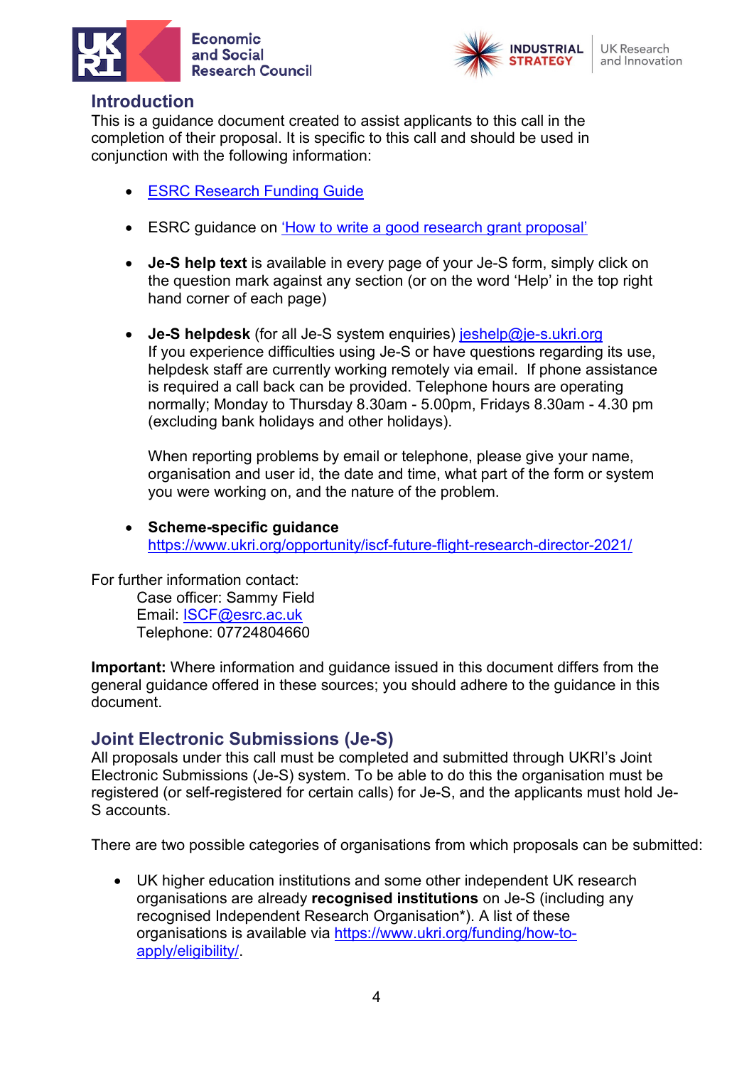## Introduction

This is a guidance document created to assist applicants to this call in the completion of their proposal. It is specific to this call and should be used in conjunction with the following information:

- ESRC Research Funding Guide
- ESRC guidance on 'How to write a good research grant proposal'
- **Je-S help text** is available in every page of your Je-S form, simply click on the question mark against any section (or on the word 'Help' in the top right hand corner of each page)
- **Je-S helpdesk** (for all Je-S system enquiries) jeshelp@je-s.ukri.org
  If you experience difficulties using Je-S or have questions regarding its use, helpdesk staff are currently working remotely via email. If phone assistance is required a call back can be provided. Telephone hours are operating normally; Monday to Thursday 8.30am - 5.00pm, Fridays 8.30am - 4.30 pm (excluding bank holidays and other holidays).

  When reporting problems by email or telephone, please give your name, organisation and user id, the date and time, what part of the form or system you were working on, and the nature of the problem.
- **Scheme-specific guidance**
  https://www.ukri.org/opportunity/iscf-future-flight-research-director-2021/

For further information contact:
Case officer: Sammy Field
Email: ISCF@esrc.ac.uk
Telephone: 07724804660

**Important:** Where information and guidance issued in this document differs from the general guidance offered in these sources; you should adhere to the guidance in this document.

## Joint Electronic Submissions (Je-S)

All proposals under this call must be completed and submitted through UKRI's Joint Electronic Submissions (Je-S) system. To be able to do this the organisation must be registered (or self-registered for certain calls) for Je-S, and the applicants must hold Je-S accounts.

There are two possible categories of organisations from which proposals can be submitted:

- UK higher education institutions and some other independent UK research organisations are already **recognised institutions** on Je-S (including any recognised Independent Research Organisation*). A list of these organisations is available via https://www.ukri.org/funding/how-to-apply/eligibility/.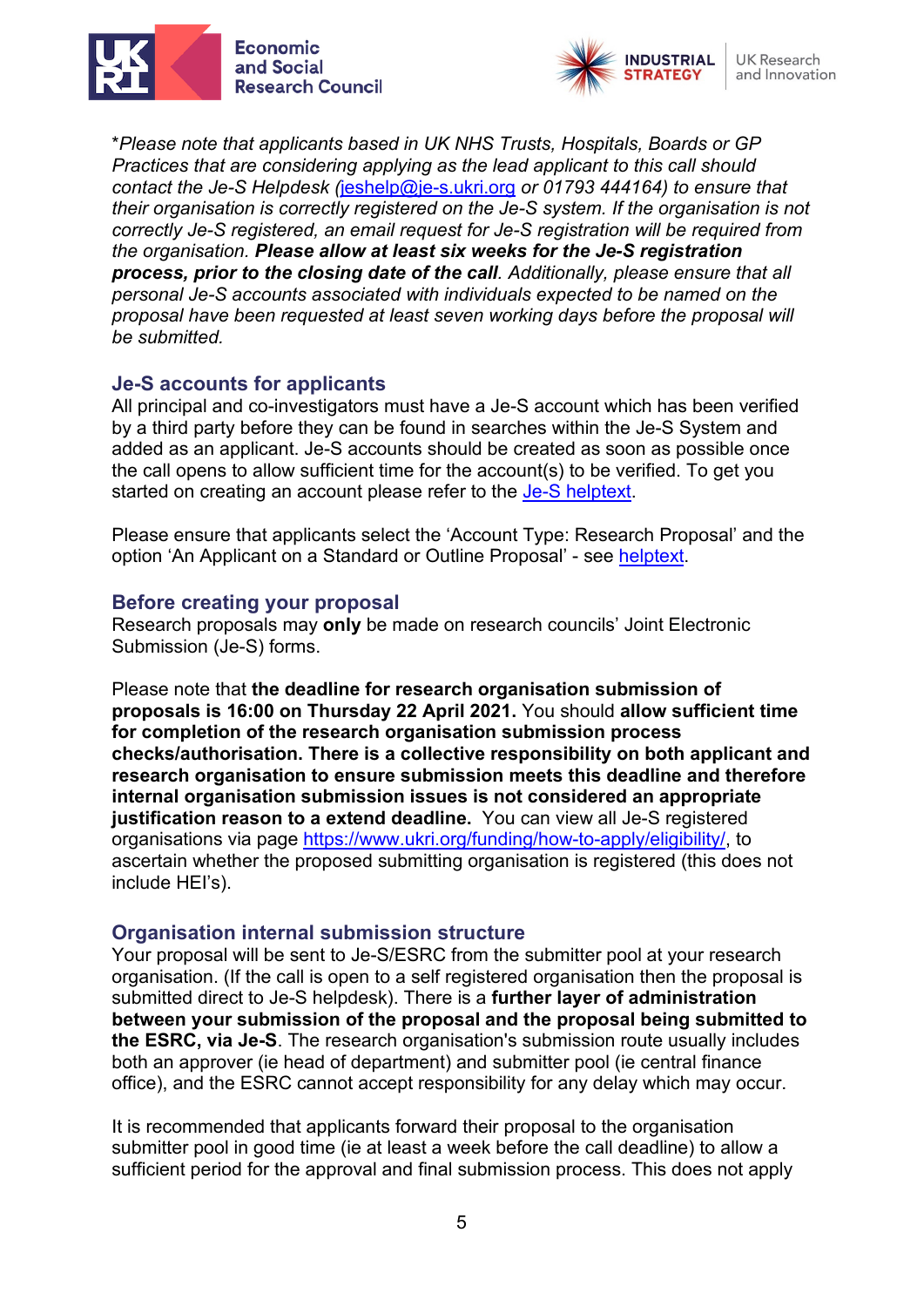*Please note that applicants based in UK NHS Trusts, Hospitals, Boards or GP Practices that are considering applying as the lead applicant to this call should contact the Je-S Helpdesk (jeshelp@je-s.ukri.org or 01793 444164) to ensure that their organisation is correctly registered on the Je-S system. If the organisation is not correctly Je-S registered, an email request for Je-S registration will be required from the organisation. **Please allow at least six weeks for the Je-S registration process, prior to the closing date of the call**. Additionally, please ensure that all personal Je-S accounts associated with individuals expected to be named on the proposal have been requested at least seven working days before the proposal will be submitted.*

## Je-S accounts for applicants

All principal and co-investigators must have a Je-S account which has been verified by a third party before they can be found in searches within the Je-S System and added as an applicant. Je-S accounts should be created as soon as possible once the call opens to allow sufficient time for the account(s) to be verified. To get you started on creating an account please refer to the Je-S helptext.

Please ensure that applicants select the 'Account Type: Research Proposal' and the option 'An Applicant on a Standard or Outline Proposal' - see helptext.

## Before creating your proposal

Research proposals may **only** be made on research councils' Joint Electronic Submission (Je-S) forms.

Please note that **the deadline for research organisation submission of proposals is 16:00 on Thursday 22 April 2021.** You should **allow sufficient time for completion of the research organisation submission process checks/authorisation. There is a collective responsibility on both applicant and research organisation to ensure submission meets this deadline and therefore internal organisation submission issues is not considered an appropriate justification reason to a extend deadline.** You can view all Je-S registered organisations via page https://www.ukri.org/funding/how-to-apply/eligibility/, to ascertain whether the proposed submitting organisation is registered (this does not include HEI's).

## Organisation internal submission structure

Your proposal will be sent to Je-S/ESRC from the submitter pool at your research organisation. (If the call is open to a self registered organisation then the proposal is submitted direct to Je-S helpdesk). There is a **further layer of administration between your submission of the proposal and the proposal being submitted to the ESRC, via Je-S**. The research organisation's submission route usually includes both an approver (ie head of department) and submitter pool (ie central finance office), and the ESRC cannot accept responsibility for any delay which may occur.

It is recommended that applicants forward their proposal to the organisation submitter pool in good time (ie at least a week before the call deadline) to allow a sufficient period for the approval and final submission process. This does not apply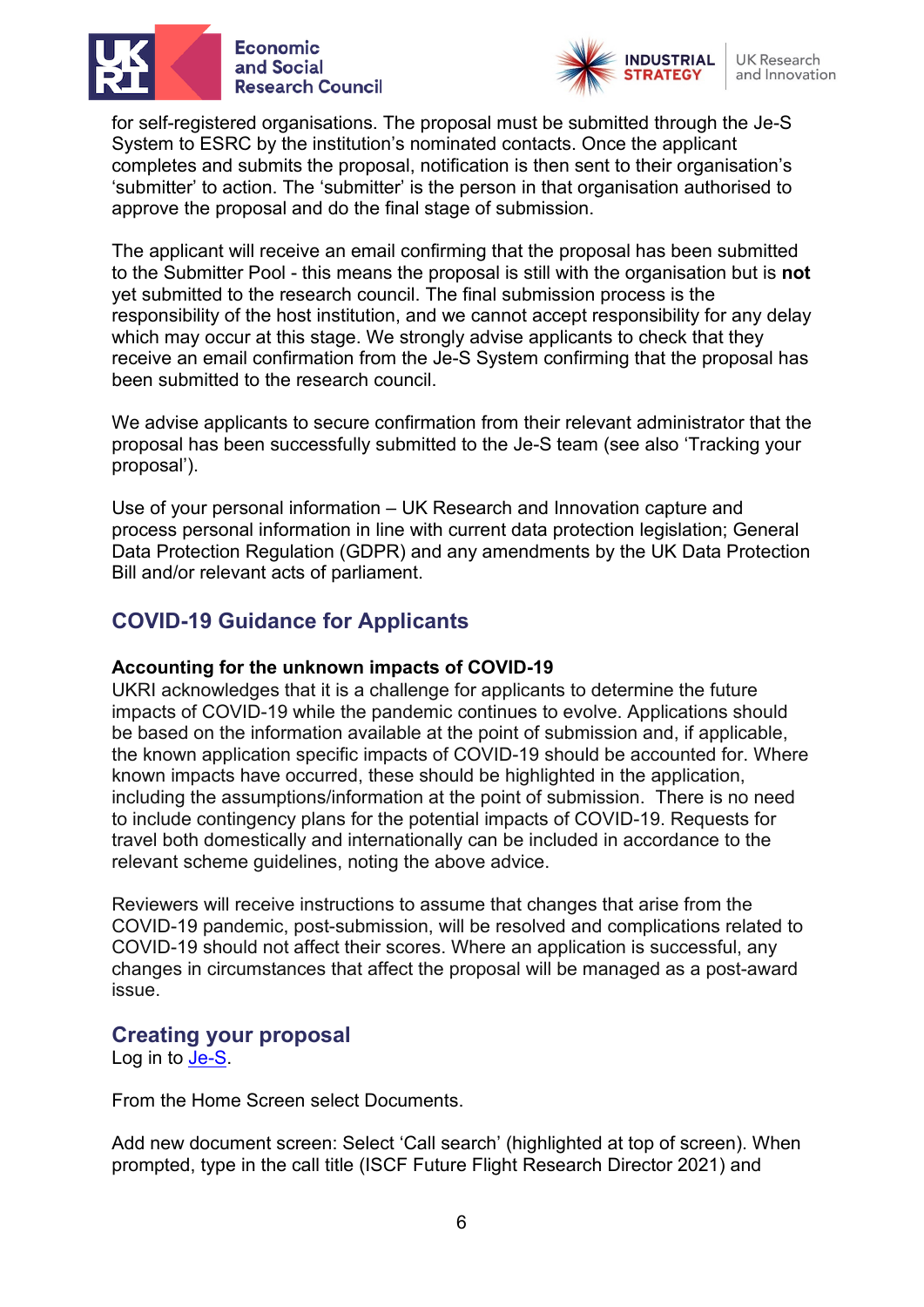for self-registered organisations. The proposal must be submitted through the Je-S System to ESRC by the institution's nominated contacts. Once the applicant completes and submits the proposal, notification is then sent to their organisation's 'submitter' to action. The 'submitter' is the person in that organisation authorised to approve the proposal and do the final stage of submission.

The applicant will receive an email confirming that the proposal has been submitted to the Submitter Pool - this means the proposal is still with the organisation but is **not** yet submitted to the research council. The final submission process is the responsibility of the host institution, and we cannot accept responsibility for any delay which may occur at this stage. We strongly advise applicants to check that they receive an email confirmation from the Je-S System confirming that the proposal has been submitted to the research council.

We advise applicants to secure confirmation from their relevant administrator that the proposal has been successfully submitted to the Je-S team (see also 'Tracking your proposal').

Use of your personal information – UK Research and Innovation capture and process personal information in line with current data protection legislation; General Data Protection Regulation (GDPR) and any amendments by the UK Data Protection Bill and/or relevant acts of parliament.

## COVID-19 Guidance for Applicants

**Accounting for the unknown impacts of COVID-19**

UKRI acknowledges that it is a challenge for applicants to determine the future impacts of COVID-19 while the pandemic continues to evolve. Applications should be based on the information available at the point of submission and, if applicable, the known application specific impacts of COVID-19 should be accounted for. Where known impacts have occurred, these should be highlighted in the application, including the assumptions/information at the point of submission. There is no need to include contingency plans for the potential impacts of COVID-19. Requests for travel both domestically and internationally can be included in accordance to the relevant scheme guidelines, noting the above advice.

Reviewers will receive instructions to assume that changes that arise from the COVID-19 pandemic, post-submission, will be resolved and complications related to COVID-19 should not affect their scores. Where an application is successful, any changes in circumstances that affect the proposal will be managed as a post-award issue.

## Creating your proposal

Log in to [Je-S](Je-S).

From the Home Screen select Documents.

Add new document screen: Select 'Call search' (highlighted at top of screen). When prompted, type in the call title (ISCF Future Flight Research Director 2021) and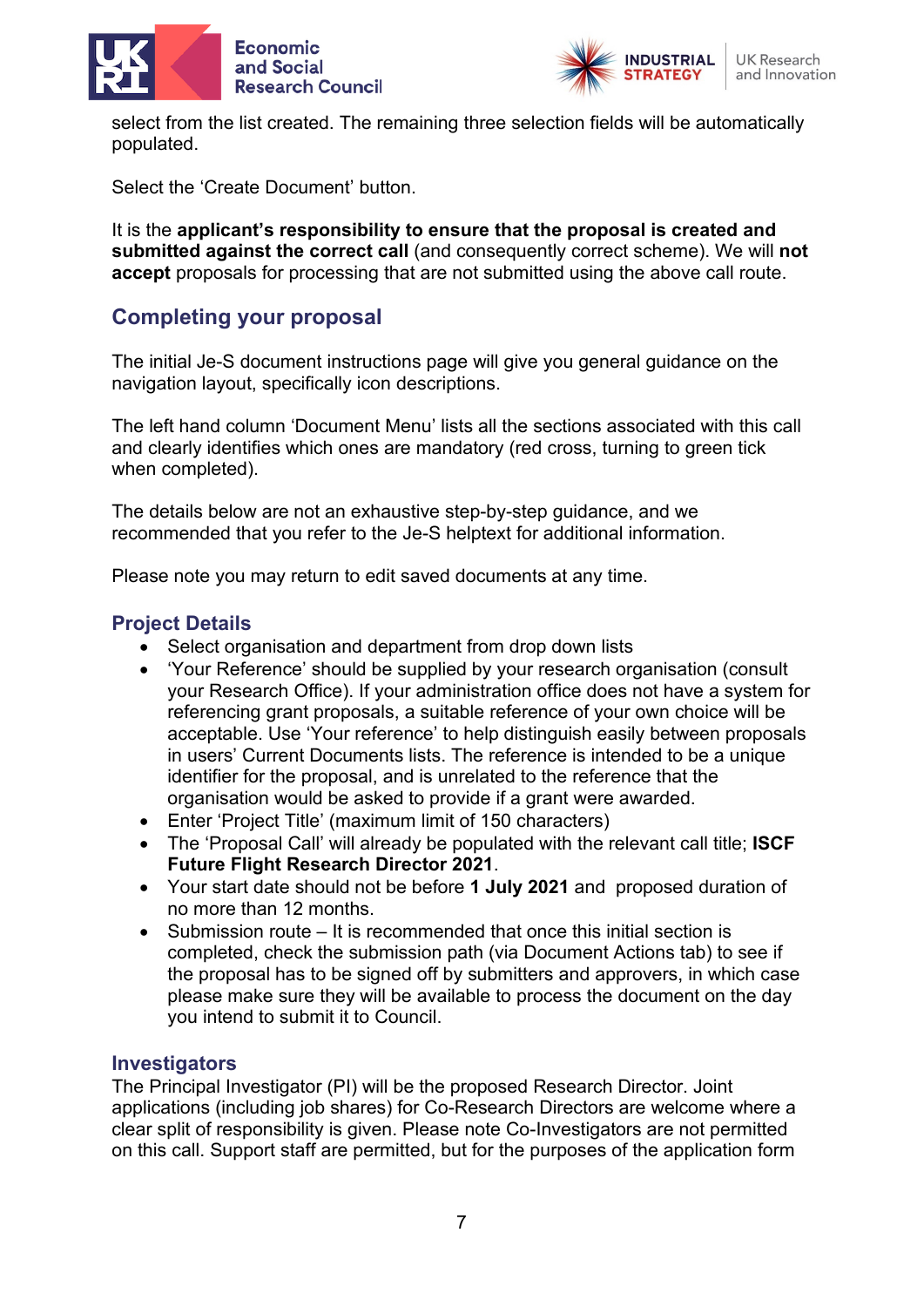select from the list created. The remaining three selection fields will be automatically populated.

Select the 'Create Document' button.

It is the **applicant's responsibility to ensure that the proposal is created and submitted against the correct call** (and consequently correct scheme). We will **not accept** proposals for processing that are not submitted using the above call route.

## Completing your proposal

The initial Je-S document instructions page will give you general guidance on the navigation layout, specifically icon descriptions.

The left hand column 'Document Menu' lists all the sections associated with this call and clearly identifies which ones are mandatory (red cross, turning to green tick when completed).

The details below are not an exhaustive step-by-step guidance, and we recommended that you refer to the Je-S helptext for additional information.

Please note you may return to edit saved documents at any time.

### Project Details

- Select organisation and department from drop down lists
- 'Your Reference' should be supplied by your research organisation (consult your Research Office). If your administration office does not have a system for referencing grant proposals, a suitable reference of your own choice will be acceptable. Use 'Your reference' to help distinguish easily between proposals in users' Current Documents lists. The reference is intended to be a unique identifier for the proposal, and is unrelated to the reference that the organisation would be asked to provide if a grant were awarded.
- Enter 'Project Title' (maximum limit of 150 characters)
- The 'Proposal Call' will already be populated with the relevant call title; **ISCF Future Flight Research Director 2021**.
- Your start date should not be before **1 July 2021** and proposed duration of no more than 12 months.
- Submission route – It is recommended that once this initial section is completed, check the submission path (via Document Actions tab) to see if the proposal has to be signed off by submitters and approvers, in which case please make sure they will be available to process the document on the day you intend to submit it to Council.

### Investigators

The Principal Investigator (PI) will be the proposed Research Director. Joint applications (including job shares) for Co-Research Directors are welcome where a clear split of responsibility is given. Please note Co-Investigators are not permitted on this call. Support staff are permitted, but for the purposes of the application form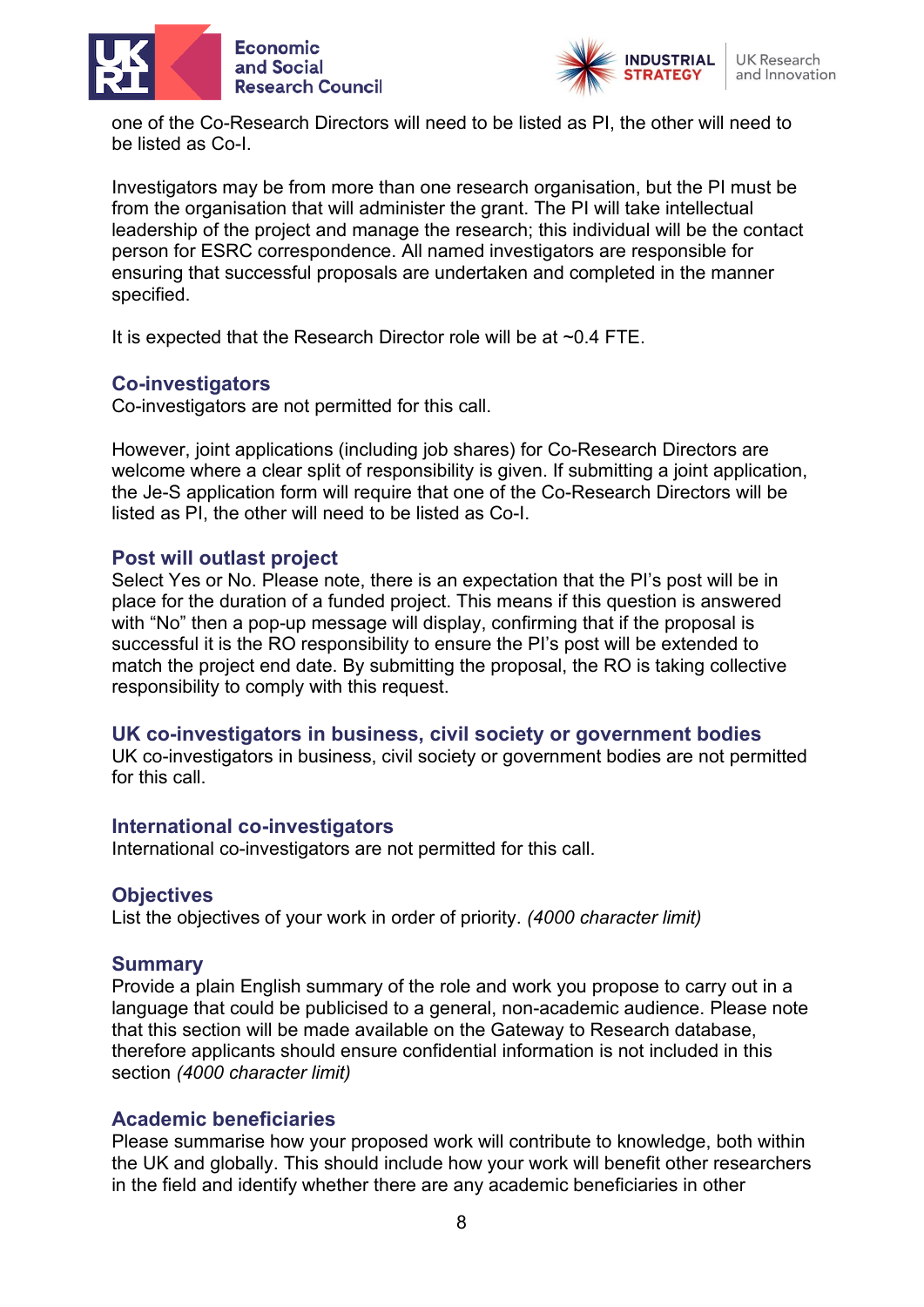one of the Co-Research Directors will need to be listed as PI, the other will need to be listed as Co-I.

Investigators may be from more than one research organisation, but the PI must be from the organisation that will administer the grant. The PI will take intellectual leadership of the project and manage the research; this individual will be the contact person for ESRC correspondence. All named investigators are responsible for ensuring that successful proposals are undertaken and completed in the manner specified.

It is expected that the Research Director role will be at ~0.4 FTE.

### Co-investigators

Co-investigators are not permitted for this call.

However, joint applications (including job shares) for Co-Research Directors are welcome where a clear split of responsibility is given. If submitting a joint application, the Je-S application form will require that one of the Co-Research Directors will be listed as PI, the other will need to be listed as Co-I.

### Post will outlast project

Select Yes or No. Please note, there is an expectation that the PI's post will be in place for the duration of a funded project. This means if this question is answered with "No" then a pop-up message will display, confirming that if the proposal is successful it is the RO responsibility to ensure the PI's post will be extended to match the project end date. By submitting the proposal, the RO is taking collective responsibility to comply with this request.

### UK co-investigators in business, civil society or government bodies

UK co-investigators in business, civil society or government bodies are not permitted for this call.

### International co-investigators

International co-investigators are not permitted for this call.

### Objectives

List the objectives of your work in order of priority. *(4000 character limit)*

### Summary

Provide a plain English summary of the role and work you propose to carry out in a language that could be publicised to a general, non-academic audience. Please note that this section will be made available on the Gateway to Research database, therefore applicants should ensure confidential information is not included in this section *(4000 character limit)*

### Academic beneficiaries

Please summarise how your proposed work will contribute to knowledge, both within the UK and globally. This should include how your work will benefit other researchers in the field and identify whether there are any academic beneficiaries in other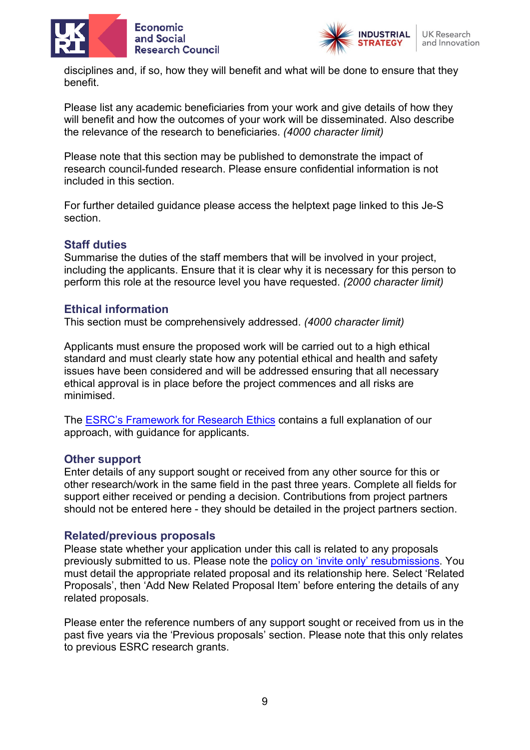disciplines and, if so, how they will benefit and what will be done to ensure that they benefit.

Please list any academic beneficiaries from your work and give details of how they will benefit and how the outcomes of your work will be disseminated. Also describe the relevance of the research to beneficiaries. *(4000 character limit)*

Please note that this section may be published to demonstrate the impact of research council-funded research. Please ensure confidential information is not included in this section.

For further detailed guidance please access the helptext page linked to this Je-S section.

### Staff duties

Summarise the duties of the staff members that will be involved in your project, including the applicants. Ensure that it is clear why it is necessary for this person to perform this role at the resource level you have requested. *(2000 character limit)*

### Ethical information

This section must be comprehensively addressed. *(4000 character limit)*

Applicants must ensure the proposed work will be carried out to a high ethical standard and must clearly state how any potential ethical and health and safety issues have been considered and will be addressed ensuring that all necessary ethical approval is in place before the project commences and all risks are minimised.

The ESRC's Framework for Research Ethics contains a full explanation of our approach, with guidance for applicants.

### Other support

Enter details of any support sought or received from any other source for this or other research/work in the same field in the past three years. Complete all fields for support either received or pending a decision. Contributions from project partners should not be entered here - they should be detailed in the project partners section.

### Related/previous proposals

Please state whether your application under this call is related to any proposals previously submitted to us. Please note the policy on 'invite only' resubmissions. You must detail the appropriate related proposal and its relationship here. Select 'Related Proposals', then 'Add New Related Proposal Item' before entering the details of any related proposals.

Please enter the reference numbers of any support sought or received from us in the past five years via the 'Previous proposals' section. Please note that this only relates to previous ESRC research grants.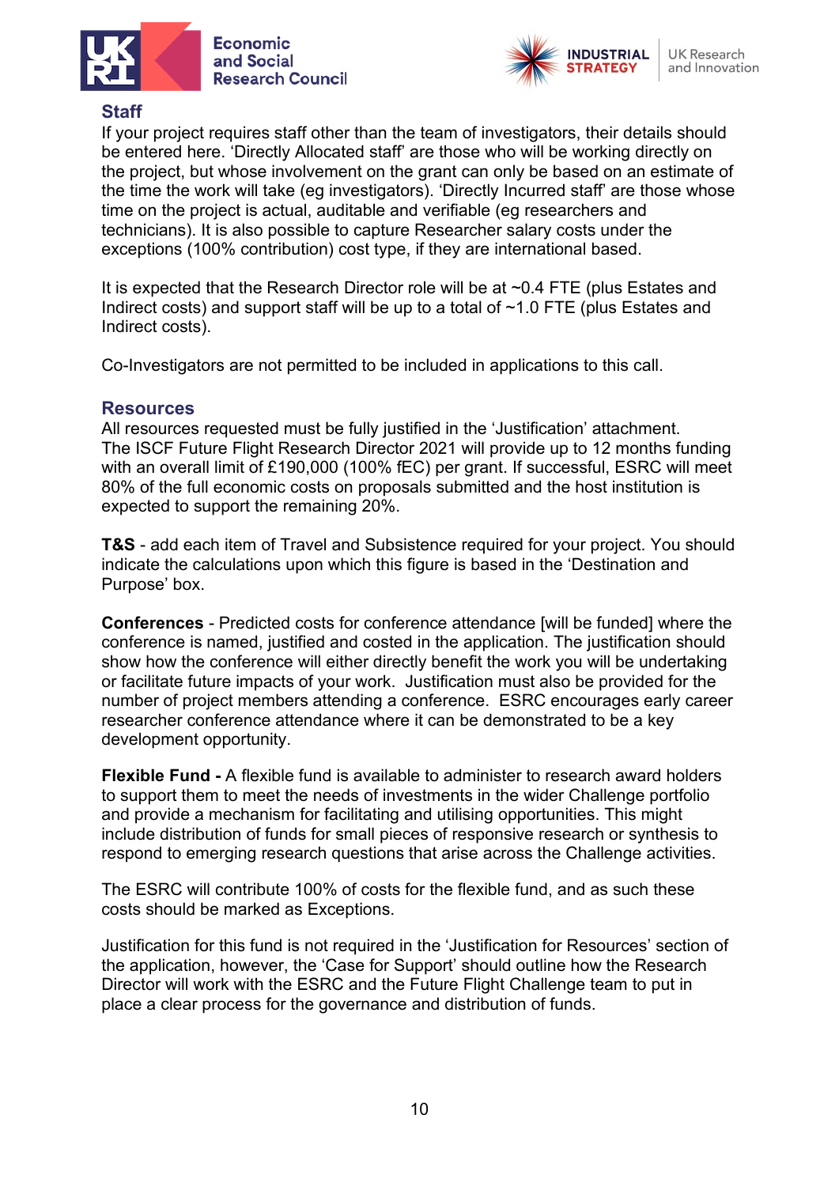## Staff

If your project requires staff other than the team of investigators, their details should be entered here. 'Directly Allocated staff' are those who will be working directly on the project, but whose involvement on the grant can only be based on an estimate of the time the work will take (eg investigators). 'Directly Incurred staff' are those whose time on the project is actual, auditable and verifiable (eg researchers and technicians). It is also possible to capture Researcher salary costs under the exceptions (100% contribution) cost type, if they are international based.

It is expected that the Research Director role will be at ~0.4 FTE (plus Estates and Indirect costs) and support staff will be up to a total of ~1.0 FTE (plus Estates and Indirect costs).

Co-Investigators are not permitted to be included in applications to this call.

## Resources

All resources requested must be fully justified in the 'Justification' attachment. The ISCF Future Flight Research Director 2021 will provide up to 12 months funding with an overall limit of £190,000 (100% fEC) per grant. If successful, ESRC will meet 80% of the full economic costs on proposals submitted and the host institution is expected to support the remaining 20%.

**T&S** - add each item of Travel and Subsistence required for your project. You should indicate the calculations upon which this figure is based in the 'Destination and Purpose' box.

**Conferences** - Predicted costs for conference attendance [will be funded] where the conference is named, justified and costed in the application. The justification should show how the conference will either directly benefit the work you will be undertaking or facilitate future impacts of your work. Justification must also be provided for the number of project members attending a conference. ESRC encourages early career researcher conference attendance where it can be demonstrated to be a key development opportunity.

**Flexible Fund -** A flexible fund is available to administer to research award holders to support them to meet the needs of investments in the wider Challenge portfolio and provide a mechanism for facilitating and utilising opportunities. This might include distribution of funds for small pieces of responsive research or synthesis to respond to emerging research questions that arise across the Challenge activities.

The ESRC will contribute 100% of costs for the flexible fund, and as such these costs should be marked as Exceptions.

Justification for this fund is not required in the 'Justification for Resources' section of the application, however, the 'Case for Support' should outline how the Research Director will work with the ESRC and the Future Flight Challenge team to put in place a clear process for the governance and distribution of funds.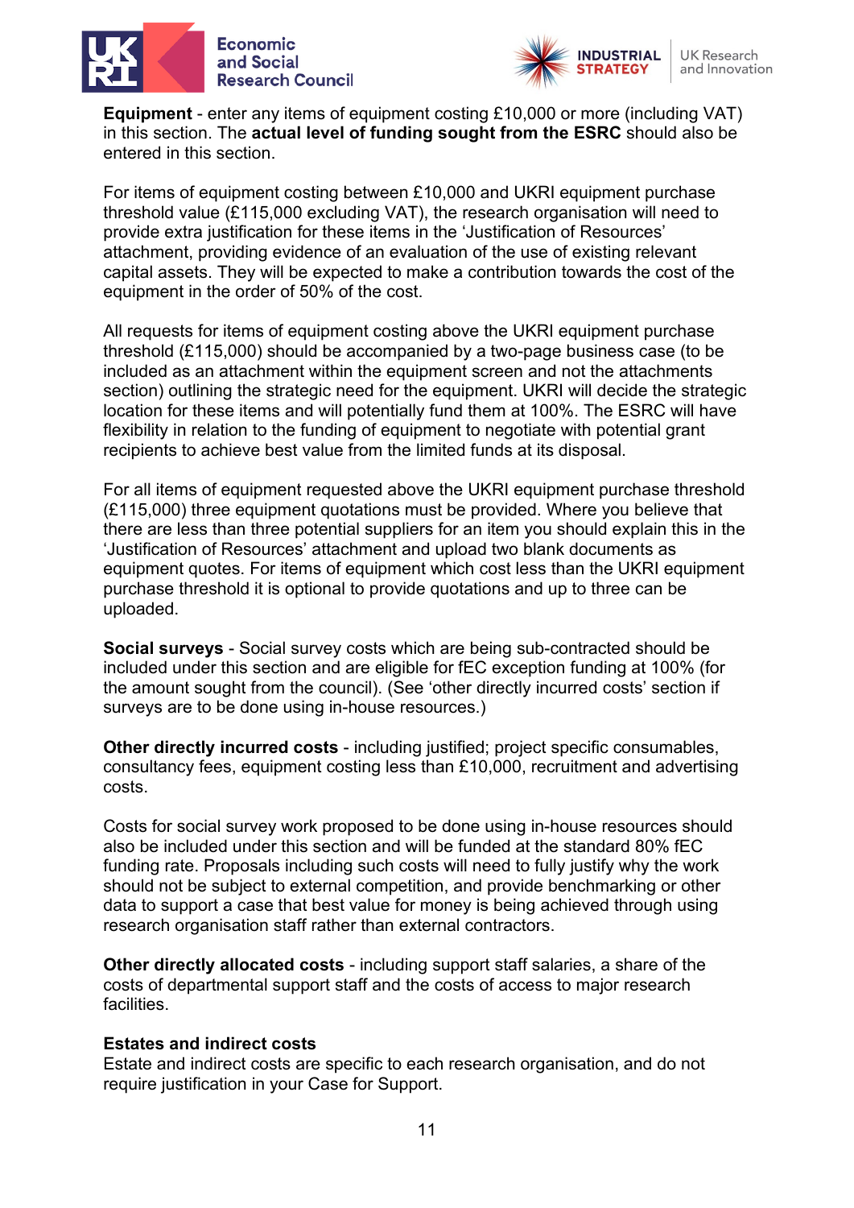**Equipment** - enter any items of equipment costing £10,000 or more (including VAT) in this section. The **actual level of funding sought from the ESRC** should also be entered in this section.

For items of equipment costing between £10,000 and UKRI equipment purchase threshold value (£115,000 excluding VAT), the research organisation will need to provide extra justification for these items in the 'Justification of Resources' attachment, providing evidence of an evaluation of the use of existing relevant capital assets. They will be expected to make a contribution towards the cost of the equipment in the order of 50% of the cost.

All requests for items of equipment costing above the UKRI equipment purchase threshold (£115,000) should be accompanied by a two-page business case (to be included as an attachment within the equipment screen and not the attachments section) outlining the strategic need for the equipment. UKRI will decide the strategic location for these items and will potentially fund them at 100%. The ESRC will have flexibility in relation to the funding of equipment to negotiate with potential grant recipients to achieve best value from the limited funds at its disposal.

For all items of equipment requested above the UKRI equipment purchase threshold (£115,000) three equipment quotations must be provided. Where you believe that there are less than three potential suppliers for an item you should explain this in the 'Justification of Resources' attachment and upload two blank documents as equipment quotes. For items of equipment which cost less than the UKRI equipment purchase threshold it is optional to provide quotations and up to three can be uploaded.

**Social surveys** - Social survey costs which are being sub-contracted should be included under this section and are eligible for fEC exception funding at 100% (for the amount sought from the council). (See 'other directly incurred costs' section if surveys are to be done using in-house resources.)

**Other directly incurred costs** - including justified; project specific consumables, consultancy fees, equipment costing less than £10,000, recruitment and advertising costs.

Costs for social survey work proposed to be done using in-house resources should also be included under this section and will be funded at the standard 80% fEC funding rate. Proposals including such costs will need to fully justify why the work should not be subject to external competition, and provide benchmarking or other data to support a case that best value for money is being achieved through using research organisation staff rather than external contractors.

**Other directly allocated costs** - including support staff salaries, a share of the costs of departmental support staff and the costs of access to major research facilities.

**Estates and indirect costs**

Estate and indirect costs are specific to each research organisation, and do not require justification in your Case for Support.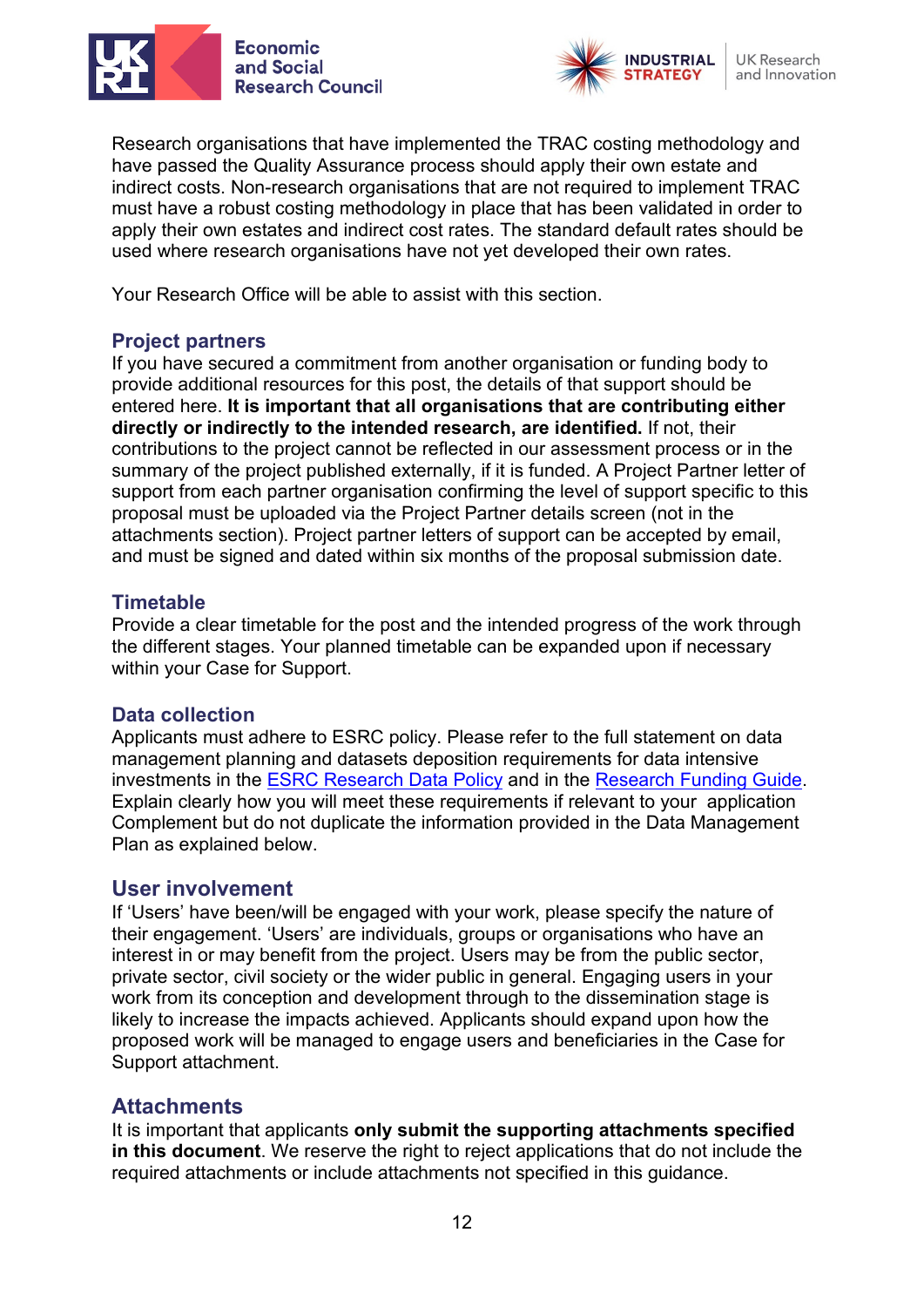Research organisations that have implemented the TRAC costing methodology and have passed the Quality Assurance process should apply their own estate and indirect costs. Non-research organisations that are not required to implement TRAC must have a robust costing methodology in place that has been validated in order to apply their own estates and indirect cost rates. The standard default rates should be used where research organisations have not yet developed their own rates.

Your Research Office will be able to assist with this section.

## Project partners

If you have secured a commitment from another organisation or funding body to provide additional resources for this post, the details of that support should be entered here. **It is important that all organisations that are contributing either directly or indirectly to the intended research, are identified.** If not, their contributions to the project cannot be reflected in our assessment process or in the summary of the project published externally, if it is funded. A Project Partner letter of support from each partner organisation confirming the level of support specific to this proposal must be uploaded via the Project Partner details screen (not in the attachments section). Project partner letters of support can be accepted by email, and must be signed and dated within six months of the proposal submission date.

## Timetable

Provide a clear timetable for the post and the intended progress of the work through the different stages. Your planned timetable can be expanded upon if necessary within your Case for Support.

## Data collection

Applicants must adhere to ESRC policy. Please refer to the full statement on data management planning and datasets deposition requirements for data intensive investments in the ESRC Research Data Policy and in the Research Funding Guide. Explain clearly how you will meet these requirements if relevant to your application Complement but do not duplicate the information provided in the Data Management Plan as explained below.

## User involvement

If 'Users' have been/will be engaged with your work, please specify the nature of their engagement. 'Users' are individuals, groups or organisations who have an interest in or may benefit from the project. Users may be from the public sector, private sector, civil society or the wider public in general. Engaging users in your work from its conception and development through to the dissemination stage is likely to increase the impacts achieved. Applicants should expand upon how the proposed work will be managed to engage users and beneficiaries in the Case for Support attachment.

## Attachments

It is important that applicants **only submit the supporting attachments specified in this document**. We reserve the right to reject applications that do not include the required attachments or include attachments not specified in this guidance.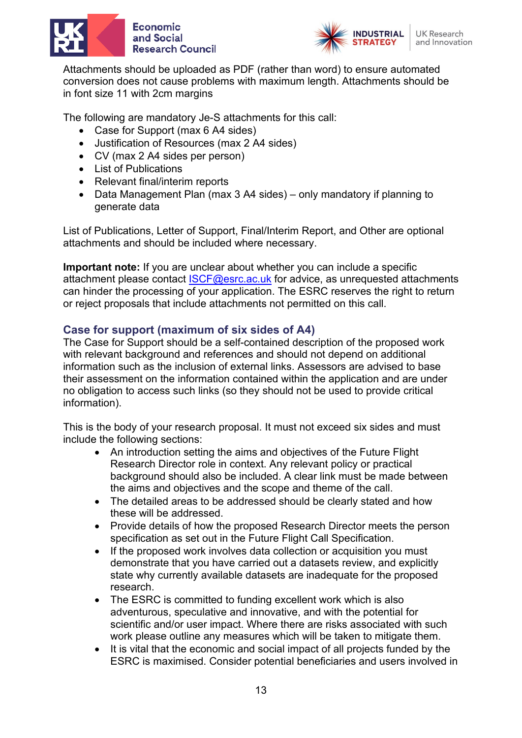Attachments should be uploaded as PDF (rather than word) to ensure automated conversion does not cause problems with maximum length. Attachments should be in font size 11 with 2cm margins

The following are mandatory Je-S attachments for this call:

- Case for Support (max 6 A4 sides)
- Justification of Resources (max 2 A4 sides)
- CV (max 2 A4 sides per person)
- List of Publications
- Relevant final/interim reports
- Data Management Plan (max 3 A4 sides) – only mandatory if planning to generate data

List of Publications, Letter of Support, Final/Interim Report, and Other are optional attachments and should be included where necessary.

**Important note:** If you are unclear about whether you can include a specific attachment please contact ISCF@esrc.ac.uk for advice, as unrequested attachments can hinder the processing of your application. The ESRC reserves the right to return or reject proposals that include attachments not permitted on this call.

## Case for support (maximum of six sides of A4)

The Case for Support should be a self-contained description of the proposed work with relevant background and references and should not depend on additional information such as the inclusion of external links. Assessors are advised to base their assessment on the information contained within the application and are under no obligation to access such links (so they should not be used to provide critical information).

This is the body of your research proposal. It must not exceed six sides and must include the following sections:

- An introduction setting the aims and objectives of the Future Flight Research Director role in context. Any relevant policy or practical background should also be included. A clear link must be made between the aims and objectives and the scope and theme of the call.
- The detailed areas to be addressed should be clearly stated and how these will be addressed.
- Provide details of how the proposed Research Director meets the person specification as set out in the Future Flight Call Specification.
- If the proposed work involves data collection or acquisition you must demonstrate that you have carried out a datasets review, and explicitly state why currently available datasets are inadequate for the proposed research.
- The ESRC is committed to funding excellent work which is also adventurous, speculative and innovative, and with the potential for scientific and/or user impact. Where there are risks associated with such work please outline any measures which will be taken to mitigate them.
- It is vital that the economic and social impact of all projects funded by the ESRC is maximised. Consider potential beneficiaries and users involved in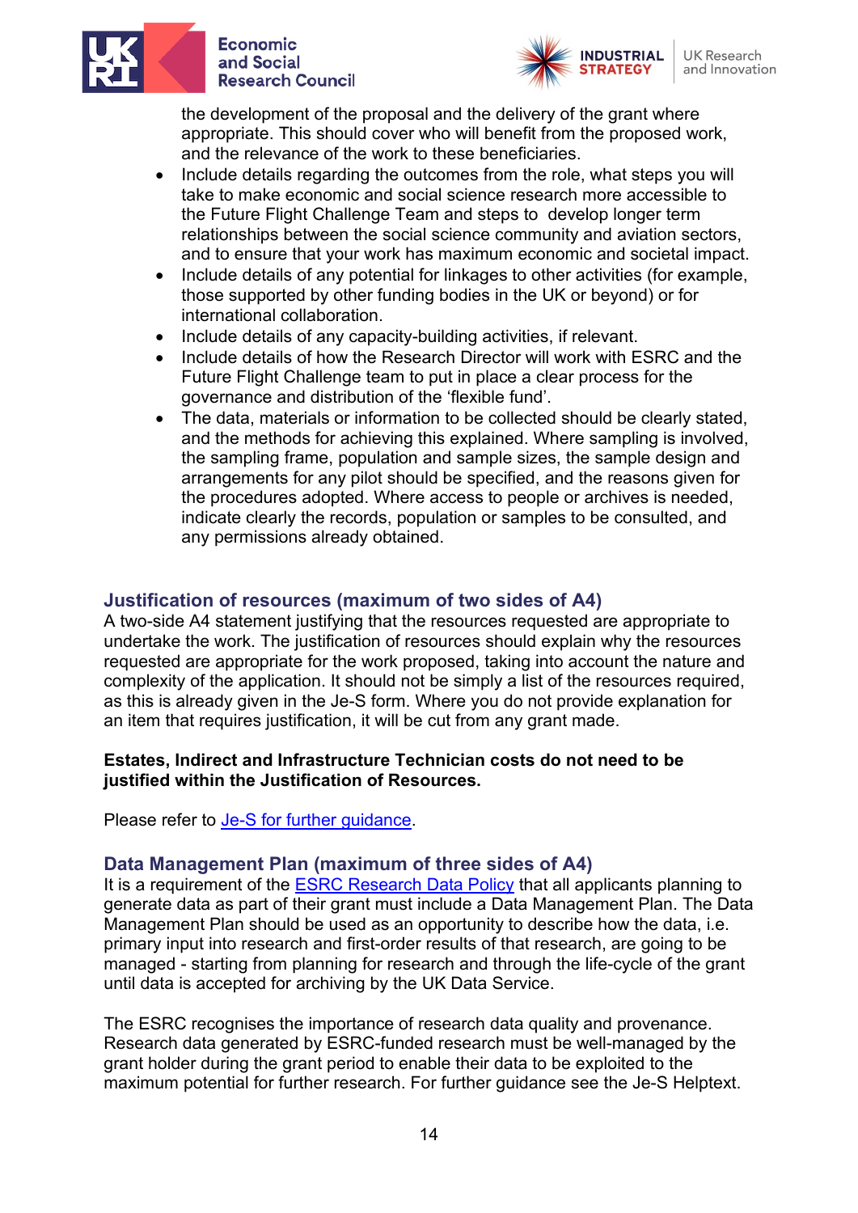the development of the proposal and the delivery of the grant where appropriate. This should cover who will benefit from the proposed work, and the relevance of the work to these beneficiaries.

- Include details regarding the outcomes from the role, what steps you will take to make economic and social science research more accessible to the Future Flight Challenge Team and steps to develop longer term relationships between the social science community and aviation sectors, and to ensure that your work has maximum economic and societal impact.
- Include details of any potential for linkages to other activities (for example, those supported by other funding bodies in the UK or beyond) or for international collaboration.
- Include details of any capacity-building activities, if relevant.
- Include details of how the Research Director will work with ESRC and the Future Flight Challenge team to put in place a clear process for the governance and distribution of the 'flexible fund'.
- The data, materials or information to be collected should be clearly stated, and the methods for achieving this explained. Where sampling is involved, the sampling frame, population and sample sizes, the sample design and arrangements for any pilot should be specified, and the reasons given for the procedures adopted. Where access to people or archives is needed, indicate clearly the records, population or samples to be consulted, and any permissions already obtained.

## Justification of resources (maximum of two sides of A4)

A two-side A4 statement justifying that the resources requested are appropriate to undertake the work. The justification of resources should explain why the resources requested are appropriate for the work proposed, taking into account the nature and complexity of the application. It should not be simply a list of the resources required, as this is already given in the Je-S form. Where you do not provide explanation for an item that requires justification, it will be cut from any grant made.

**Estates, Indirect and Infrastructure Technician costs do not need to be justified within the Justification of Resources.**

Please refer to [Je-S for further guidance](#).

## Data Management Plan (maximum of three sides of A4)

It is a requirement of the [ESRC Research Data Policy](#) that all applicants planning to generate data as part of their grant must include a Data Management Plan. The Data Management Plan should be used as an opportunity to describe how the data, i.e. primary input into research and first-order results of that research, are going to be managed - starting from planning for research and through the life-cycle of the grant until data is accepted for archiving by the UK Data Service.

The ESRC recognises the importance of research data quality and provenance. Research data generated by ESRC-funded research must be well-managed by the grant holder during the grant period to enable their data to be exploited to the maximum potential for further research. For further guidance see the Je-S Helptext.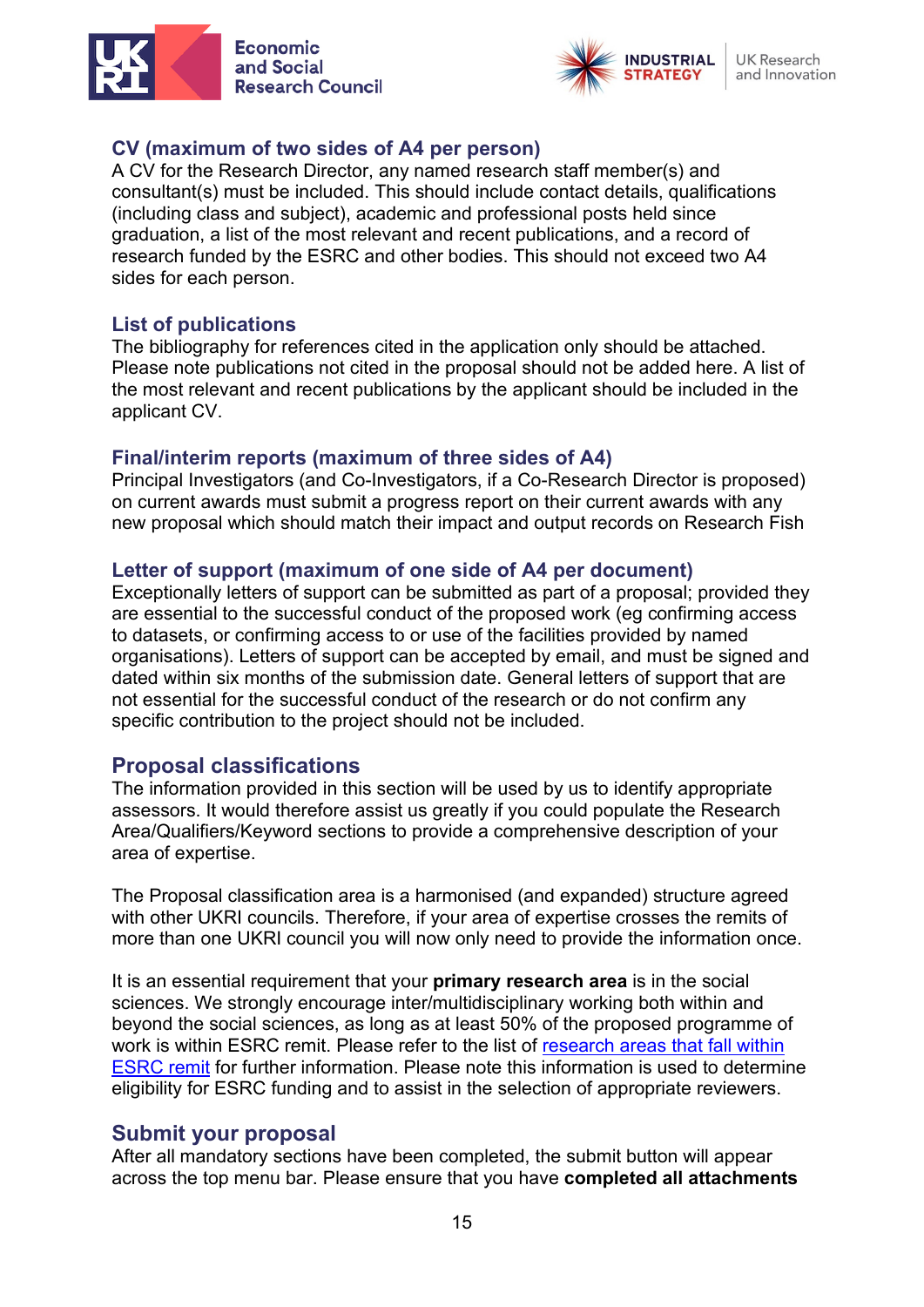### CV (maximum of two sides of A4 per person)

A CV for the Research Director, any named research staff member(s) and consultant(s) must be included. This should include contact details, qualifications (including class and subject), academic and professional posts held since graduation, a list of the most relevant and recent publications, and a record of research funded by the ESRC and other bodies. This should not exceed two A4 sides for each person.

### List of publications

The bibliography for references cited in the application only should be attached. Please note publications not cited in the proposal should not be added here. A list of the most relevant and recent publications by the applicant should be included in the applicant CV.

### Final/interim reports (maximum of three sides of A4)

Principal Investigators (and Co-Investigators, if a Co-Research Director is proposed) on current awards must submit a progress report on their current awards with any new proposal which should match their impact and output records on Research Fish

### Letter of support (maximum of one side of A4 per document)

Exceptionally letters of support can be submitted as part of a proposal; provided they are essential to the successful conduct of the proposed work (eg confirming access to datasets, or confirming access to or use of the facilities provided by named organisations). Letters of support can be accepted by email, and must be signed and dated within six months of the submission date. General letters of support that are not essential for the successful conduct of the research or do not confirm any specific contribution to the project should not be included.

## Proposal classifications

The information provided in this section will be used by us to identify appropriate assessors. It would therefore assist us greatly if you could populate the Research Area/Qualifiers/Keyword sections to provide a comprehensive description of your area of expertise.

The Proposal classification area is a harmonised (and expanded) structure agreed with other UKRI councils. Therefore, if your area of expertise crosses the remits of more than one UKRI council you will now only need to provide the information once.

It is an essential requirement that your **primary research area** is in the social sciences. We strongly encourage inter/multidisciplinary working both within and beyond the social sciences, as long as at least 50% of the proposed programme of work is within ESRC remit. Please refer to the list of research areas that fall within ESRC remit for further information. Please note this information is used to determine eligibility for ESRC funding and to assist in the selection of appropriate reviewers.

## Submit your proposal

After all mandatory sections have been completed, the submit button will appear across the top menu bar. Please ensure that you have **completed all attachments**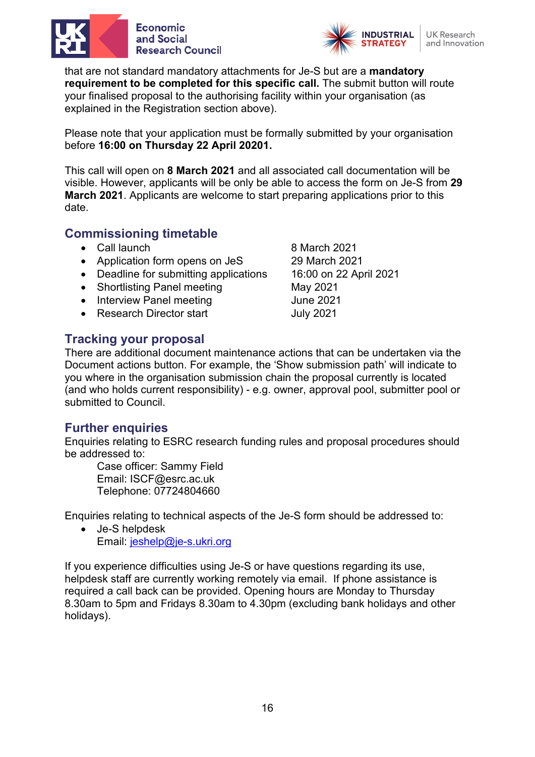that are not standard mandatory attachments for Je-S but are a **mandatory requirement to be completed for this specific call.** The submit button will route your finalised proposal to the authorising facility within your organisation (as explained in the Registration section above).

Please note that your application must be formally submitted by your organisation before **16:00 on Thursday 22 April 20201.**

This call will open on **8 March 2021** and all associated call documentation will be visible. However, applicants will be only be able to access the form on Je-S from **29 March 2021**. Applicants are welcome to start preparing applications prior to this date.

## Commissioning timetable

| | |
|---|---|
| • Call launch | 8 March 2021 |
| • Application form opens on JeS | 29 March 2021 |
| • Deadline for submitting applications | 16:00 on 22 April 2021 |
| • Shortlisting Panel meeting | May 2021 |
| • Interview Panel meeting | June 2021 |
| • Research Director start | July 2021 |

## Tracking your proposal

There are additional document maintenance actions that can be undertaken via the Document actions button. For example, the 'Show submission path' will indicate to you where in the organisation submission chain the proposal currently is located (and who holds current responsibility) - e.g. owner, approval pool, submitter pool or submitted to Council.

## Further enquiries

Enquiries relating to ESRC research funding rules and proposal procedures should be addressed to:

Case officer: Sammy Field
Email: ISCF@esrc.ac.uk
Telephone: 07724804660

Enquiries relating to technical aspects of the Je-S form should be addressed to:

- Je-S helpdesk
  Email: jeshelp@je-s.ukri.org

If you experience difficulties using Je-S or have questions regarding its use, helpdesk staff are currently working remotely via email. If phone assistance is required a call back can be provided. Opening hours are Monday to Thursday 8.30am to 5pm and Fridays 8.30am to 4.30pm (excluding bank holidays and other holidays).